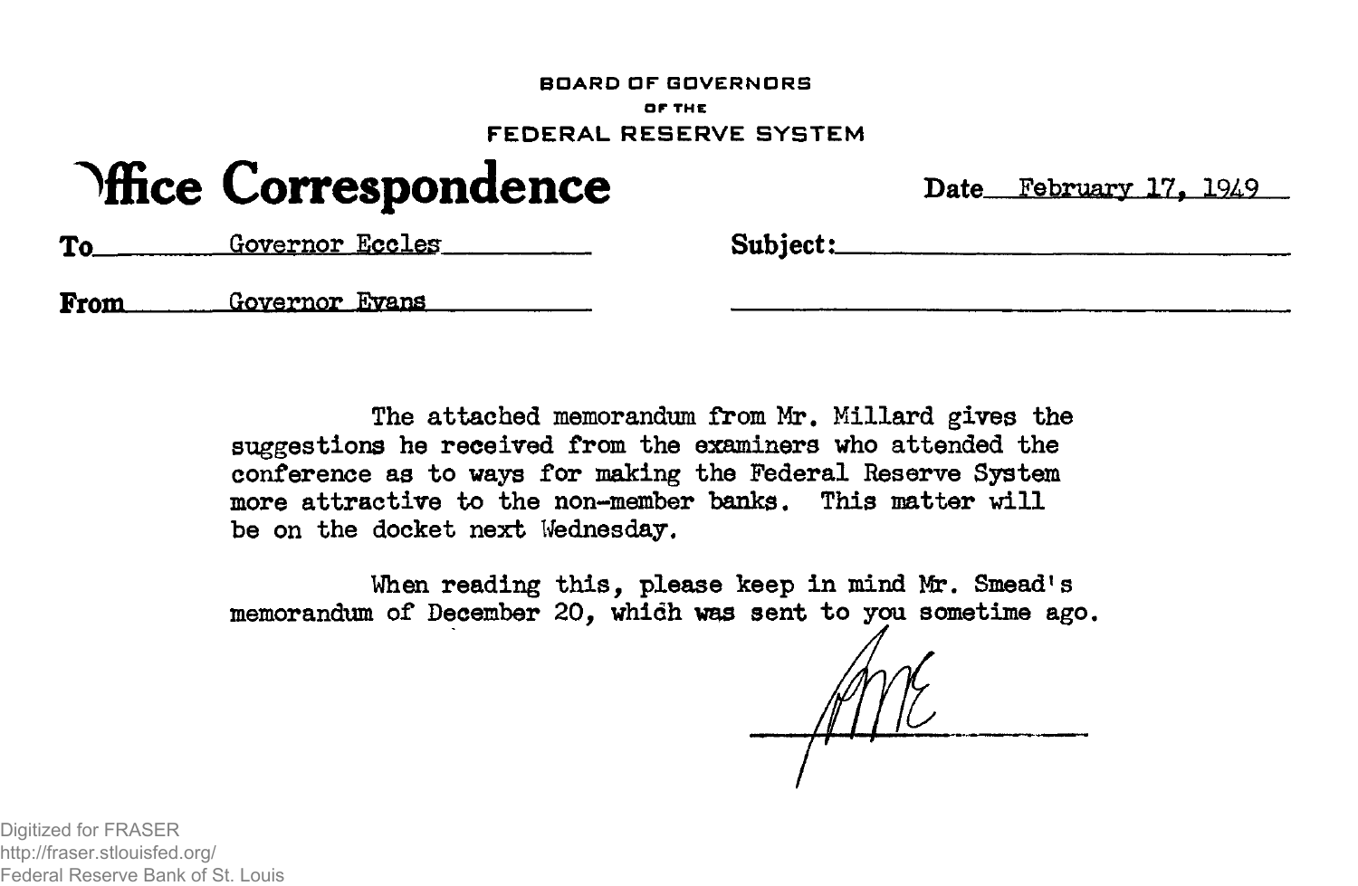BOARD OF GOVERNORS
OF THE
FEDERAL RESERVE SYSTEM

# Office Correspondence

Date February 17, 1949

To Governor Eccles

Subject:

From Governor Evans

The attached memorandum from Mr. Millard gives the suggestions he received from the examiners who attended the conference as to ways for making the Federal Reserve System more attractive to the non-member banks. This matter will be on the docket next Wednesday.

When reading this, please keep in mind Mr. Smead's memorandum of December 20, which was sent to you sometime ago.

RME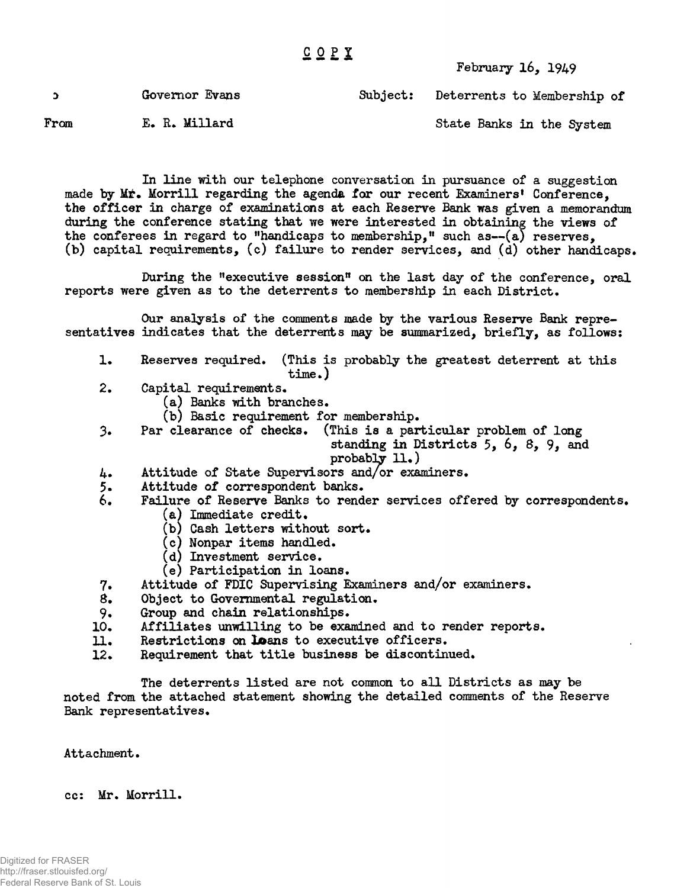C O P Y

February 16, 1949

To Governor Evans Subject: Deterrents to Membership of

From E. R. Millard State Banks in the System

In line with our telephone conversation in pursuance of a suggestion made by Mr. Morrill regarding the agenda for our recent Examiners' Conference, the officer in charge of examinations at each Reserve Bank was given a memorandum during the conference stating that we were interested in obtaining the views of the conferees in regard to "handicaps to membership," such as--(a) reserves, (b) capital requirements, (c) failure to render services, and (d) other handicaps.

During the "executive session" on the last day of the conference, oral reports were given as to the deterrents to membership in each District.

Our analysis of the comments made by the various Reserve Bank representatives indicates that the deterrents may be summarized, briefly, as follows:

1. Reserves required. (This is probably the greatest deterrent at this time.)
2. Capital requirements.
   (a) Banks with branches.
   (b) Basic requirement for membership.
3. Par clearance of checks. (This is a particular problem of long standing in Districts 5, 6, 8, 9, and probably 11.)
4. Attitude of State Supervisors and/or examiners.
5. Attitude of correspondent banks.
6. Failure of Reserve Banks to render services offered by correspondents.
   (a) Immediate credit.
   (b) Cash letters without sort.
   (c) Nonpar items handled.
   (d) Investment service.
   (e) Participation in loans.
7. Attitude of FDIC Supervising Examiners and/or examiners.
8. Object to Governmental regulation.
9. Group and chain relationships.
10. Affiliates unwilling to be examined and to render reports.
11. Restrictions on loans to executive officers.
12. Requirement that title business be discontinued.

The deterrents listed are not common to all Districts as may be noted from the attached statement showing the detailed comments of the Reserve Bank representatives.

Attachment.

cc: Mr. Morrill.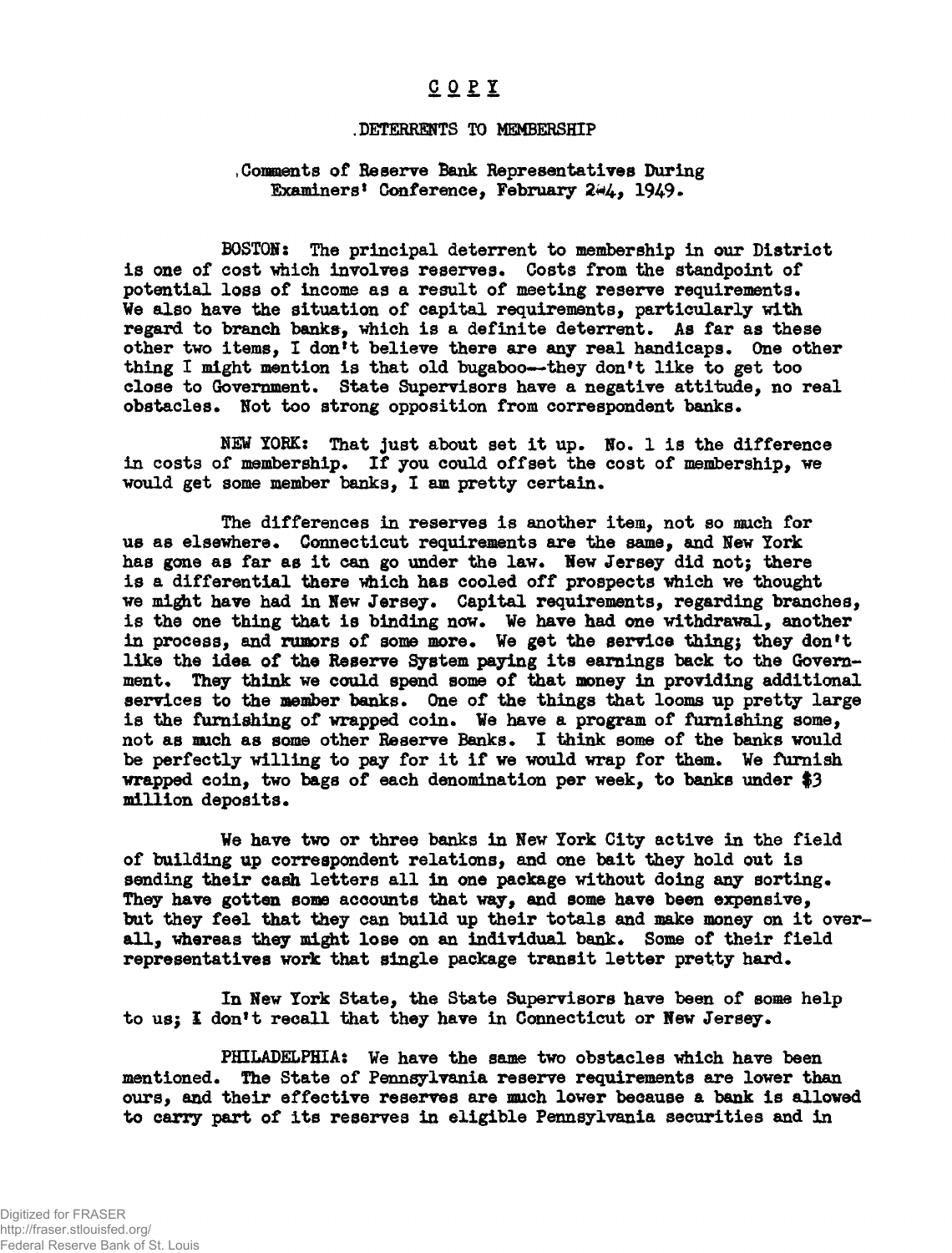COPY

DETERRENTS TO MEMBERSHIP

Comments of Reserve Bank Representatives During Examiners' Conference, February 2-4, 1949.

BOSTON: The principal deterrent to membership in our District is one of cost which involves reserves. Costs from the standpoint of potential loss of income as a result of meeting reserve requirements. We also have the situation of capital requirements, particularly with regard to branch banks, which is a definite deterrent. As far as these other two items, I don't believe there are any real handicaps. One other thing I might mention is that old bugaboo--they don't like to get too close to Government. State Supervisors have a negative attitude, no real obstacles. Not too strong opposition from correspondent banks.

NEW YORK: That just about set it up. No. 1 is the difference in costs of membership. If you could offset the cost of membership, we would get some member banks, I am pretty certain.

The differences in reserves is another item, not so much for us as elsewhere. Connecticut requirements are the same, and New York has gone as far as it can go under the law. New Jersey did not; there is a differential there which has cooled off prospects which we thought we might have had in New Jersey. Capital requirements, regarding branches, is the one thing that is binding now. We have had one withdrawal, another in process, and rumors of some more. We get the service thing; they don't like the idea of the Reserve System paying its earnings back to the Government. They think we could spend some of that money in providing additional services to the member banks. One of the things that looms up pretty large is the furnishing of wrapped coin. We have a program of furnishing some, not as much as some other Reserve Banks. I think some of the banks would be perfectly willing to pay for it if we would wrap for them. We furnish wrapped coin, two bags of each denomination per week, to banks under $3 million deposits.

We have two or three banks in New York City active in the field of building up correspondent relations, and one bait they hold out is sending their cash letters all in one package without doing any sorting. They have gotten some accounts that way, and some have been expensive, but they feel that they can build up their totals and make money on it overall, whereas they might lose on an individual bank. Some of their field representatives work that single package transit letter pretty hard.

In New York State, the State Supervisors have been of some help to us; I don't recall that they have in Connecticut or New Jersey.

PHILADELPHIA: We have the same two obstacles which have been mentioned. The State of Pennsylvania reserve requirements are lower than ours, and their effective reserves are much lower because a bank is allowed to carry part of its reserves in eligible Pennsylvania securities and in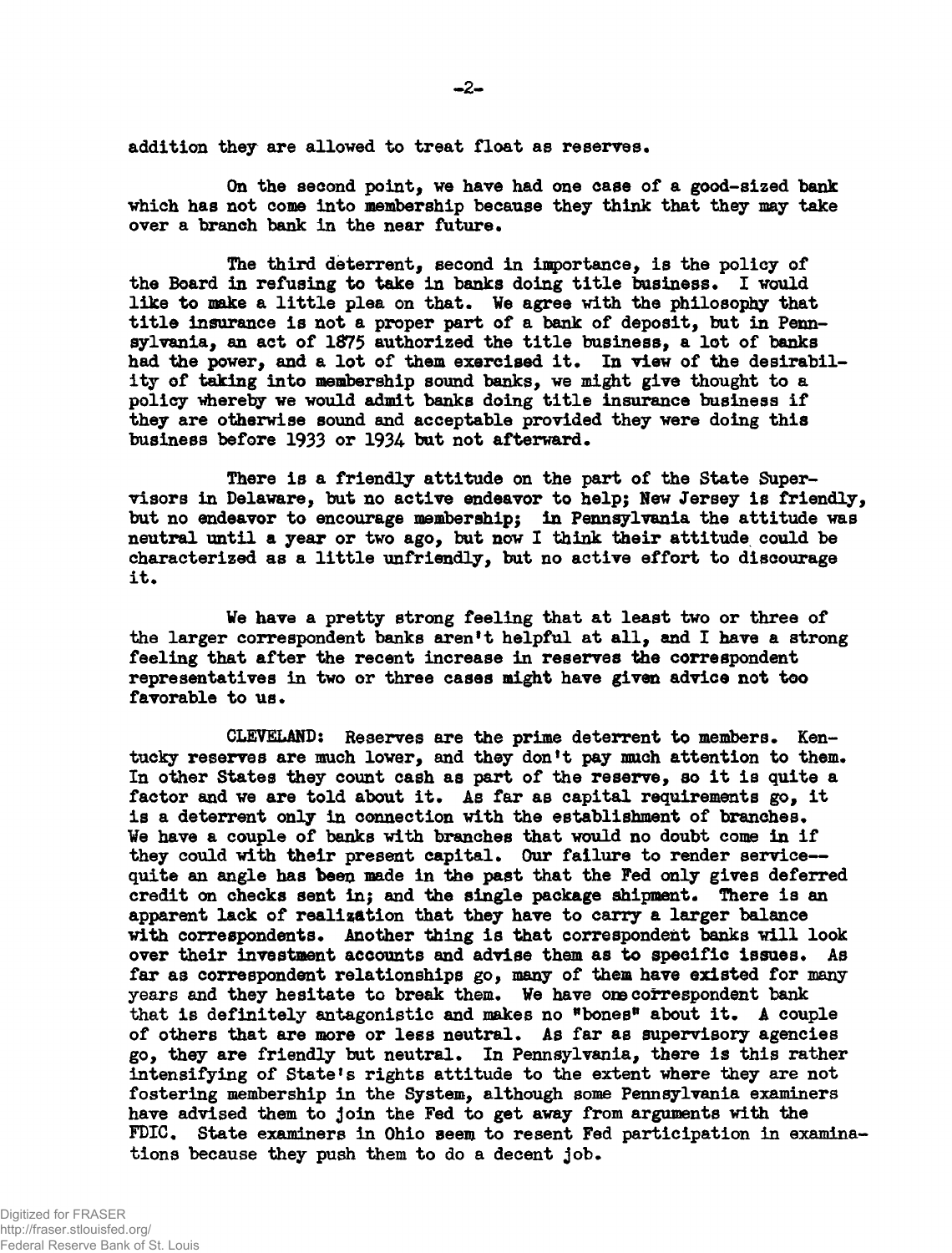addition they are allowed to treat float as reserves.

On the second point, we have had one case of a good-sized bank which has not come into membership because they think that they may take over a branch bank in the near future.

The third deterrent, second in importance, is the policy of the Board in refusing to take in banks doing title business. I would like to make a little plea on that. We agree with the philosophy that title insurance is not a proper part of a bank of deposit, but in Pennsylvania, an act of 1875 authorized the title business, a lot of banks had the power, and a lot of them exercised it. In view of the desirability of taking into membership sound banks, we might give thought to a policy whereby we would admit banks doing title insurance business if they are otherwise sound and acceptable provided they were doing this business before 1933 or 1934 but not afterward.

There is a friendly attitude on the part of the State Supervisors in Delaware, but no active endeavor to help; New Jersey is friendly, but no endeavor to encourage membership; in Pennsylvania the attitude was neutral until a year or two ago, but now I think their attitude could be characterized as a little unfriendly, but no active effort to discourage it.

We have a pretty strong feeling that at least two or three of the larger correspondent banks aren't helpful at all, and I have a strong feeling that after the recent increase in reserves the correspondent representatives in two or three cases might have given advice not too favorable to us.

CLEVELAND: Reserves are the prime deterrent to members. Kentucky reserves are much lower, and they don't pay much attention to them. In other States they count cash as part of the reserve, so it is quite a factor and we are told about it. As far as capital requirements go, it is a deterrent only in connection with the establishment of branches. We have a couple of banks with branches that would no doubt come in if they could with their present capital. Our failure to render service--quite an angle has been made in the past that the Fed only gives deferred credit on checks sent in; and the single package shipment. There is an apparent lack of realization that they have to carry a larger balance with correspondents. Another thing is that correspondent banks will look over their investment accounts and advise them as to specific issues. As far as correspondent relationships go, many of them have existed for many years and they hesitate to break them. We have one correspondent bank that is definitely antagonistic and makes no "bones" about it. A couple of others that are more or less neutral. As far as supervisory agencies go, they are friendly but neutral. In Pennsylvania, there is this rather intensifying of State's rights attitude to the extent where they are not fostering membership in the System, although some Pennsylvania examiners have advised them to join the Fed to get away from arguments with the FDIC. State examiners in Ohio seem to resent Fed participation in examinations because they push them to do a decent job.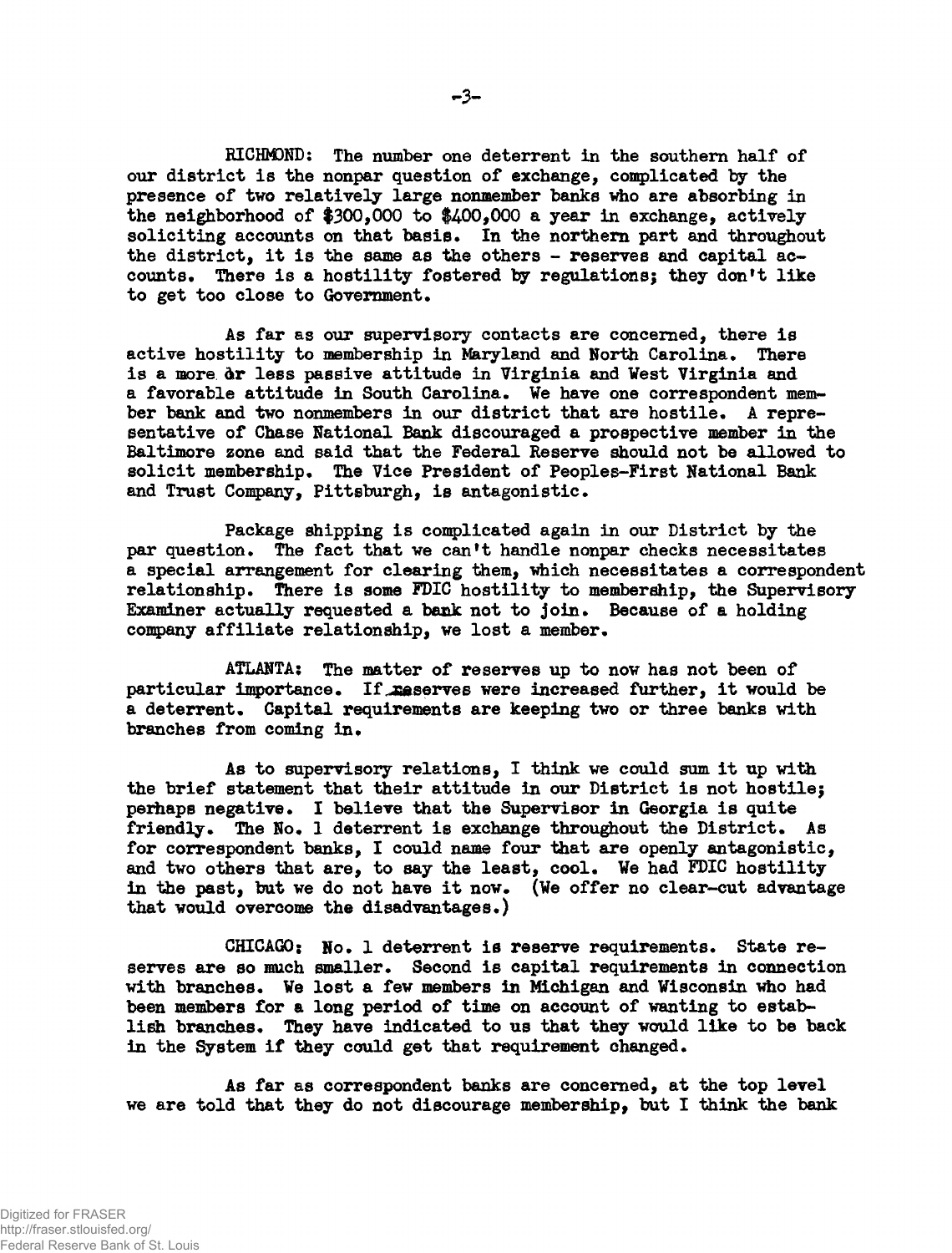RICHMOND: The number one deterrent in the southern half of our district is the nonpar question of exchange, complicated by the presence of two relatively large nonmember banks who are absorbing in the neighborhood of $300,000 to $400,000 a year in exchange, actively soliciting accounts on that basis. In the northern part and throughout the district, it is the same as the others - reserves and capital accounts. There is a hostility fostered by regulations; they don't like to get too close to Government.

As far as our supervisory contacts are concerned, there is active hostility to membership in Maryland and North Carolina. There is a more or less passive attitude in Virginia and West Virginia and a favorable attitude in South Carolina. We have one correspondent member bank and two nonmembers in our district that are hostile. A representative of Chase National Bank discouraged a prospective member in the Baltimore zone and said that the Federal Reserve should not be allowed to solicit membership. The Vice President of Peoples-First National Bank and Trust Company, Pittsburgh, is antagonistic.

Package shipping is complicated again in our District by the par question. The fact that we can't handle nonpar checks necessitates a special arrangement for clearing them, which necessitates a correspondent relationship. There is some FDIC hostility to membership, the Supervisory Examiner actually requested a bank not to join. Because of a holding company affiliate relationship, we lost a member.

ATLANTA: The matter of reserves up to now has not been of particular importance. If reserves were increased further, it would be a deterrent. Capital requirements are keeping two or three banks with branches from coming in.

As to supervisory relations, I think we could sum it up with the brief statement that their attitude in our District is not hostile; perhaps negative. I believe that the Supervisor in Georgia is quite friendly. The No. 1 deterrent is exchange throughout the District. As for correspondent banks, I could name four that are openly antagonistic, and two others that are, to say the least, cool. We had FDIC hostility in the past, but we do not have it now. (We offer no clear-cut advantage that would overcome the disadvantages.)

CHICAGO: No. 1 deterrent is reserve requirements. State reserves are so much smaller. Second is capital requirements in connection with branches. We lost a few members in Michigan and Wisconsin who had been members for a long period of time on account of wanting to establish branches. They have indicated to us that they would like to be back in the System if they could get that requirement changed.

As far as correspondent banks are concerned, at the top level we are told that they do not discourage membership, but I think the bank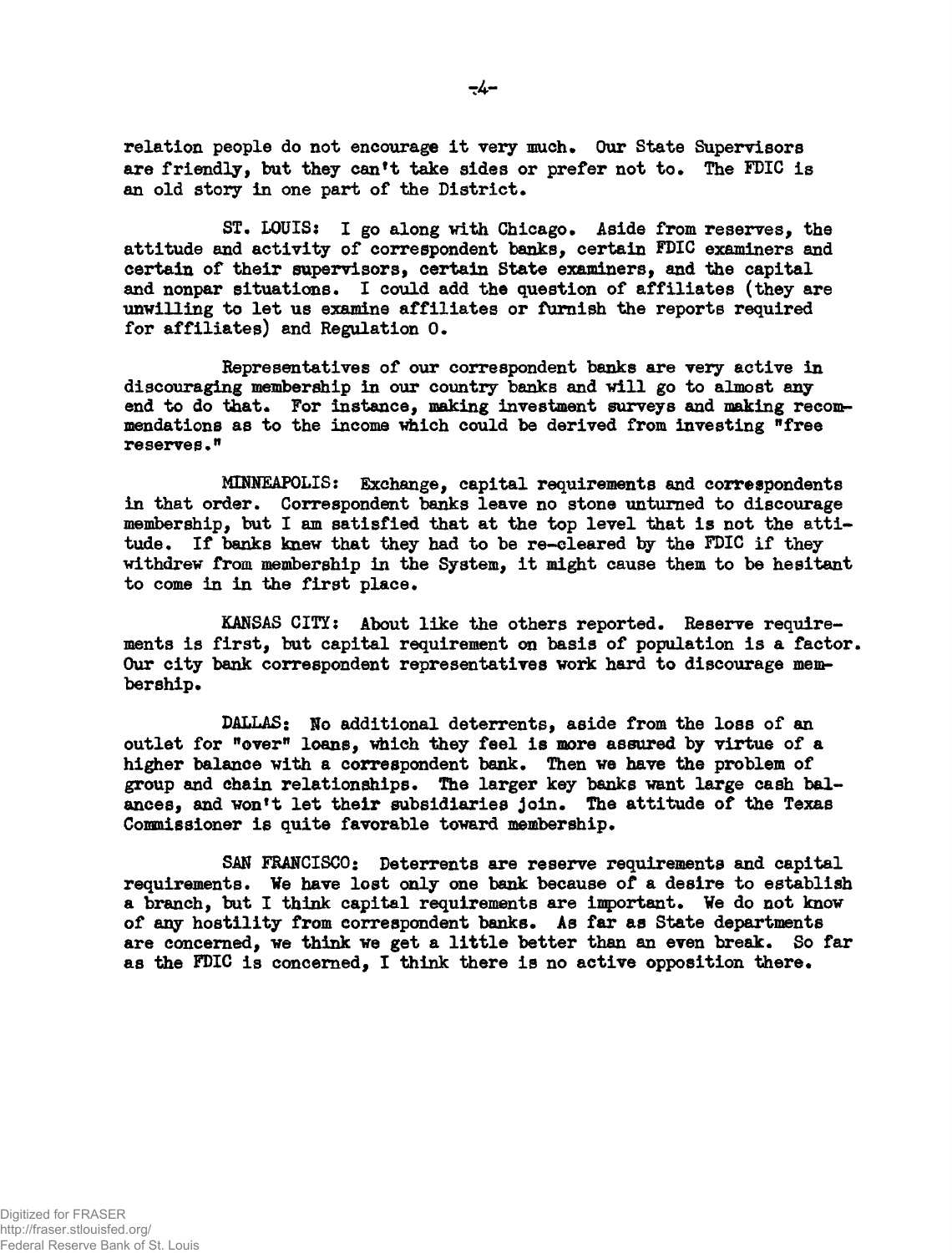relation people do not encourage it very much. Our State Supervisors are friendly, but they can't take sides or prefer not to. The FDIC is an old story in one part of the District.

ST. LOUIS: I go along with Chicago. Aside from reserves, the attitude and activity of correspondent banks, certain FDIC examiners and certain of their supervisors, certain State examiners, and the capital and nonpar situations. I could add the question of affiliates (they are unwilling to let us examine affiliates or furnish the reports required for affiliates) and Regulation O.

Representatives of our correspondent banks are very active in discouraging membership in our country banks and will go to almost any end to do that. For instance, making investment surveys and making recommendations as to the income which could be derived from investing "free reserves."

MINNEAPOLIS: Exchange, capital requirements and correspondents in that order. Correspondent banks leave no stone unturned to discourage membership, but I am satisfied that at the top level that is not the attitude. If banks knew that they had to be re-cleared by the FDIC if they withdrew from membership in the System, it might cause them to be hesitant to come in in the first place.

KANSAS CITY: About like the others reported. Reserve requirements is first, but capital requirement on basis of population is a factor. Our city bank correspondent representatives work hard to discourage membership.

DALLAS: No additional deterrents, aside from the loss of an outlet for "over" loans, which they feel is more assured by virtue of a higher balance with a correspondent bank. Then we have the problem of group and chain relationships. The larger key banks want large cash balances, and won't let their subsidiaries join. The attitude of the Texas Commissioner is quite favorable toward membership.

SAN FRANCISCO: Deterrents are reserve requirements and capital requirements. We have lost only one bank because of a desire to establish a branch, but I think capital requirements are important. We do not know of any hostility from correspondent banks. As far as State departments are concerned, we think we get a little better than an even break. So far as the FDIC is concerned, I think there is no active opposition there.